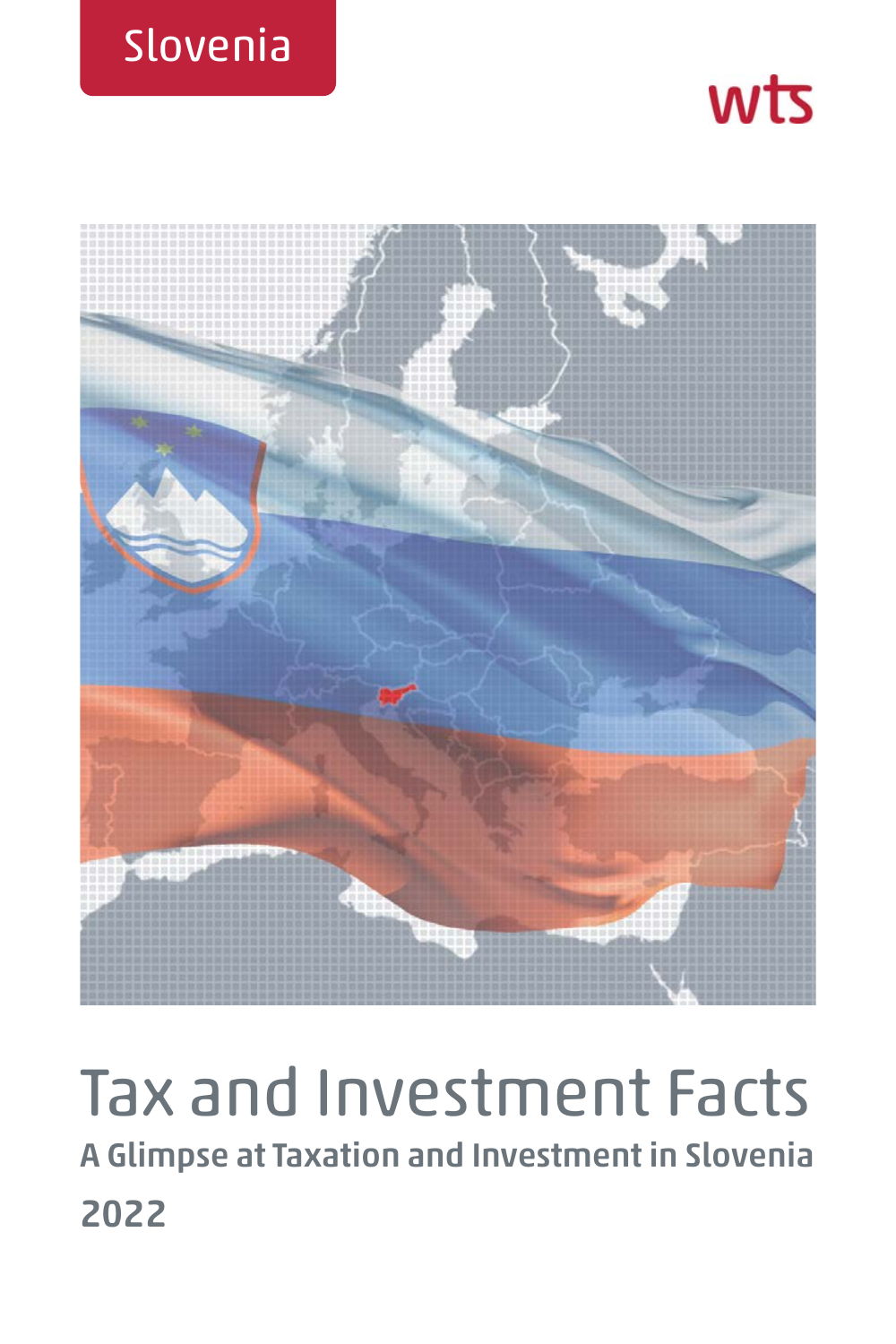Slovenia

wts

# Tax and Investment Facts

## A Glimpse at Taxation and Investment in Slovenia

## 2022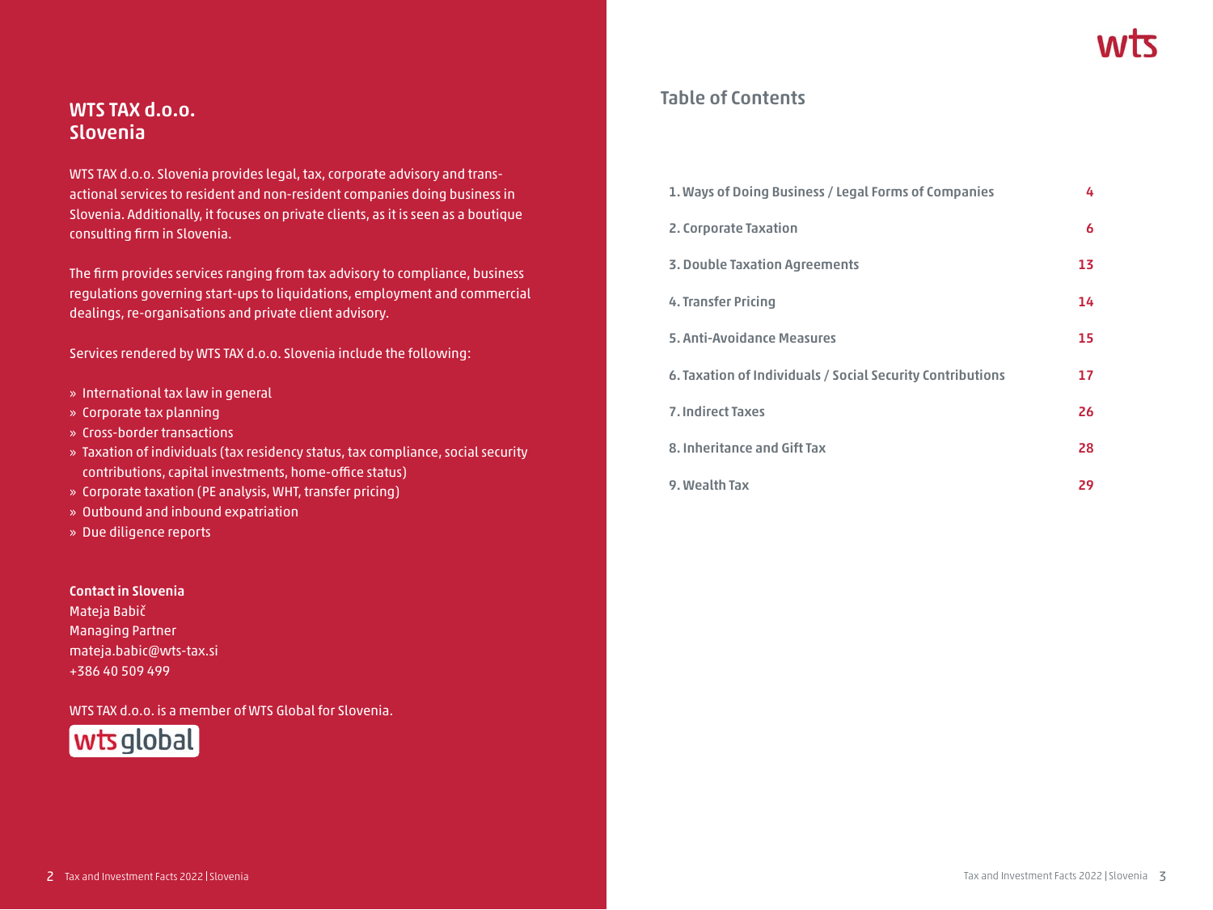## WTS TAX d.o.o. Slovenia

WTS TAX d.o.o. Slovenia provides legal, tax, corporate advisory and transactional services to resident and non-resident companies doing business in Slovenia. Additionally, it focuses on private clients, as it is seen as a boutique consulting firm in Slovenia.

The firm provides services ranging from tax advisory to compliance, business regulations governing start-ups to liquidations, employment and commercial dealings, re-organisations and private client advisory.

Services rendered by WTS TAX d.o.o. Slovenia include the following:

- International tax law in general
- Corporate tax planning
- Cross-border transactions
- Taxation of individuals (tax residency status, tax compliance, social security contributions, capital investments, home-office status)
- Corporate taxation (PE analysis, WHT, transfer pricing)
- Outbound and inbound expatriation
- Due diligence reports

**Contact in Slovenia**
Mateja Babič
Managing Partner
mateja.babic@wts-tax.si
+386 40 509 499

WTS TAX d.o.o. is a member of WTS Global for Slovenia.

## Table of Contents

| | |
|---|---|
| 1. Ways of Doing Business / Legal Forms of Companies | 4 |
| 2. Corporate Taxation | 6 |
| 3. Double Taxation Agreements | 13 |
| 4. Transfer Pricing | 14 |
| 5. Anti-Avoidance Measures | 15 |
| 6. Taxation of Individuals / Social Security Contributions | 17 |
| 7. Indirect Taxes | 26 |
| 8. Inheritance and Gift Tax | 28 |
| 9. Wealth Tax | 29 |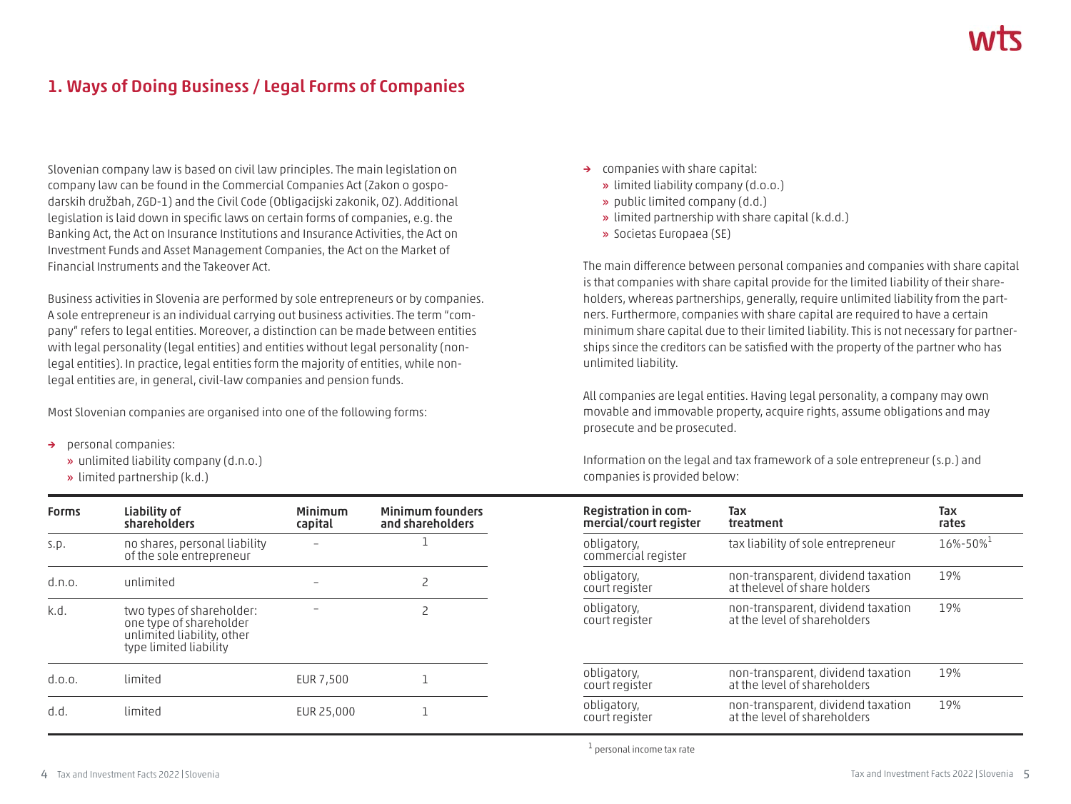## 1. Ways of Doing Business / Legal Forms of Companies

Slovenian company law is based on civil law principles. The main legislation on company law can be found in the Commercial Companies Act (Zakon o gospodarskih družbah, ZGD-1) and the Civil Code (Obligacijski zakonik, OZ). Additional legislation is laid down in specific laws on certain forms of companies, e.g. the Banking Act, the Act on Insurance Institutions and Insurance Activities, the Act on Investment Funds and Asset Management Companies, the Act on the Market of Financial Instruments and the Takeover Act.

Business activities in Slovenia are performed by sole entrepreneurs or by companies. A sole entrepreneur is an individual carrying out business activities. The term "company" refers to legal entities. Moreover, a distinction can be made between entities with legal personality (legal entities) and entities without legal personality (non-legal entities). In practice, legal entities form the majority of entities, while non-legal entities are, in general, civil-law companies and pension funds.

Most Slovenian companies are organised into one of the following forms:

- personal companies:
  - unlimited liability company (d.n.o.)
  - limited partnership (k.d.)
- companies with share capital:
  - limited liability company (d.o.o.)
  - public limited company (d.d.)
  - limited partnership with share capital (k.d.d.)
  - Societas Europaea (SE)

The main difference between personal companies and companies with share capital is that companies with share capital provide for the limited liability of their shareholders, whereas partnerships, generally, require unlimited liability from the partners. Furthermore, companies with share capital are required to have a certain minimum share capital due to their limited liability. This is not necessary for partnerships since the creditors can be satisfied with the property of the partner who has unlimited liability.

All companies are legal entities. Having legal personality, a company may own movable and immovable property, acquire rights, assume obligations and may prosecute and be prosecuted.

Information on the legal and tax framework of a sole entrepreneur (s.p.) and companies is provided below:

| Forms | Liability of shareholders | Minimum capital | Minimum founders and shareholders | Registration in commercial/court register | Tax treatment | Tax rates |
|---|---|---|---|---|---|---|
| s.p. | no shares, personal liability of the sole entrepreneur | – | 1 | obligatory, commercial register | tax liability of sole entrepreneur | 16%-50%[1] |
| d.n.o. | unlimited | – | 2 | obligatory, court register | non-transparent, dividend taxation at thelevel of share holders | 19% |
| k.d. | two types of shareholder: one type of shareholder unlimited liability, other type limited liability | – | 2 | obligatory, court register | non-transparent, dividend taxation at the level of shareholders | 19% |
| d.o.o. | limited | EUR 7,500 | 1 | obligatory, court register | non-transparent, dividend taxation at the level of shareholders | 19% |
| d.d. | limited | EUR 25,000 | 1 | obligatory, court register | non-transparent, dividend taxation at the level of shareholders | 19% |

[1] personal income tax rate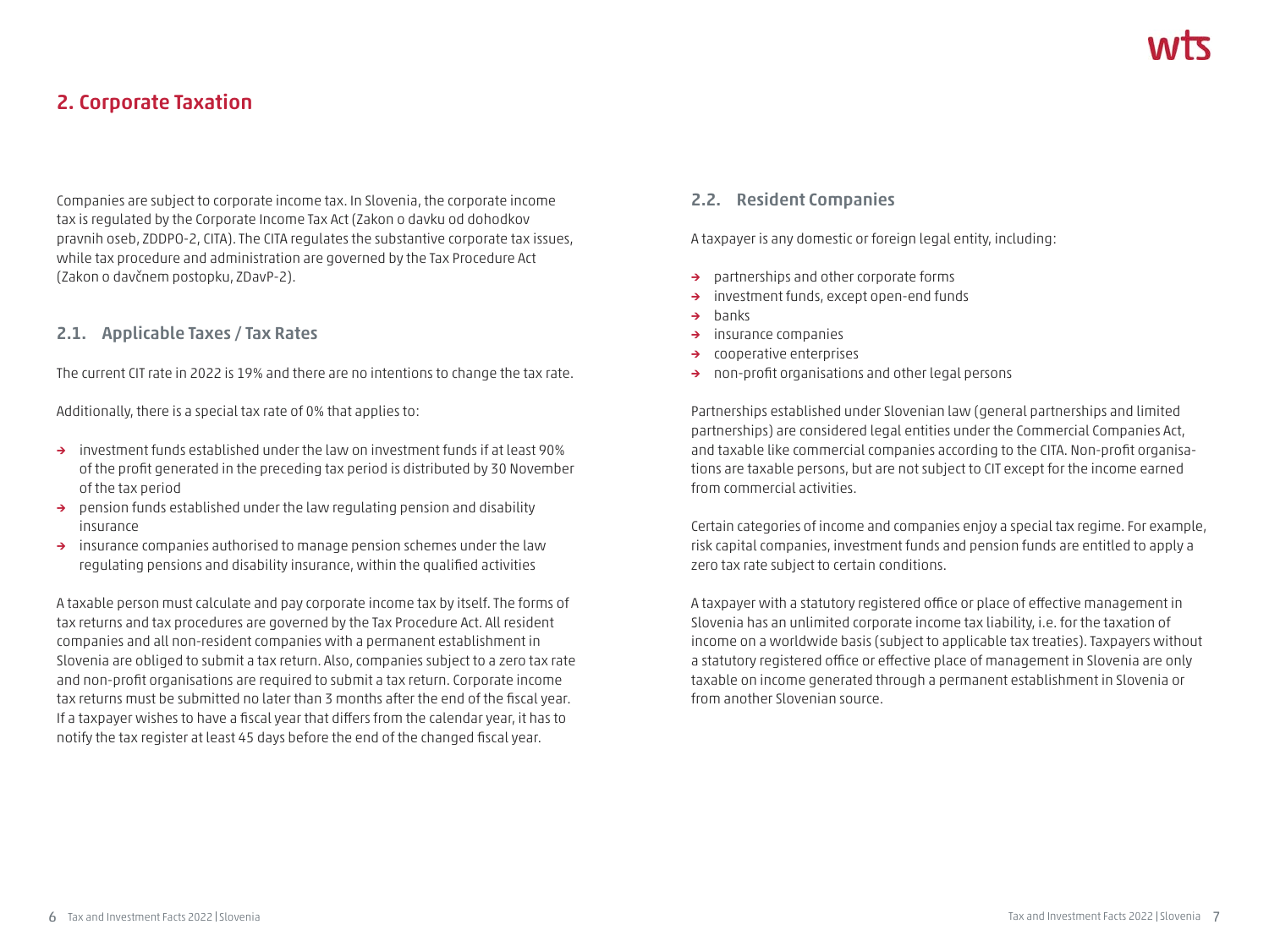## 2. Corporate Taxation

Companies are subject to corporate income tax. In Slovenia, the corporate income tax is regulated by the Corporate Income Tax Act (Zakon o davku od dohodkov pravnih oseb, ZDDPO-2, CITA). The CITA regulates the substantive corporate tax issues, while tax procedure and administration are governed by the Tax Procedure Act (Zakon o davčnem postopku, ZDavP-2).

### 2.1. Applicable Taxes / Tax Rates

The current CIT rate in 2022 is 19% and there are no intentions to change the tax rate.

Additionally, there is a special tax rate of 0% that applies to:

- investment funds established under the law on investment funds if at least 90% of the profit generated in the preceding tax period is distributed by 30 November of the tax period
- pension funds established under the law regulating pension and disability insurance
- insurance companies authorised to manage pension schemes under the law regulating pensions and disability insurance, within the qualified activities

A taxable person must calculate and pay corporate income tax by itself. The forms of tax returns and tax procedures are governed by the Tax Procedure Act. All resident companies and all non-resident companies with a permanent establishment in Slovenia are obliged to submit a tax return. Also, companies subject to a zero tax rate and non-profit organisations are required to submit a tax return. Corporate income tax returns must be submitted no later than 3 months after the end of the fiscal year. If a taxpayer wishes to have a fiscal year that differs from the calendar year, it has to notify the tax register at least 45 days before the end of the changed fiscal year.

### 2.2. Resident Companies

A taxpayer is any domestic or foreign legal entity, including:

- partnerships and other corporate forms
- investment funds, except open-end funds
- banks
- insurance companies
- cooperative enterprises
- non-profit organisations and other legal persons

Partnerships established under Slovenian law (general partnerships and limited partnerships) are considered legal entities under the Commercial Companies Act, and taxable like commercial companies according to the CITA. Non-profit organisations are taxable persons, but are not subject to CIT except for the income earned from commercial activities.

Certain categories of income and companies enjoy a special tax regime. For example, risk capital companies, investment funds and pension funds are entitled to apply a zero tax rate subject to certain conditions.

A taxpayer with a statutory registered office or place of effective management in Slovenia has an unlimited corporate income tax liability, i.e. for the taxation of income on a worldwide basis (subject to applicable tax treaties). Taxpayers without a statutory registered office or effective place of management in Slovenia are only taxable on income generated through a permanent establishment in Slovenia or from another Slovenian source.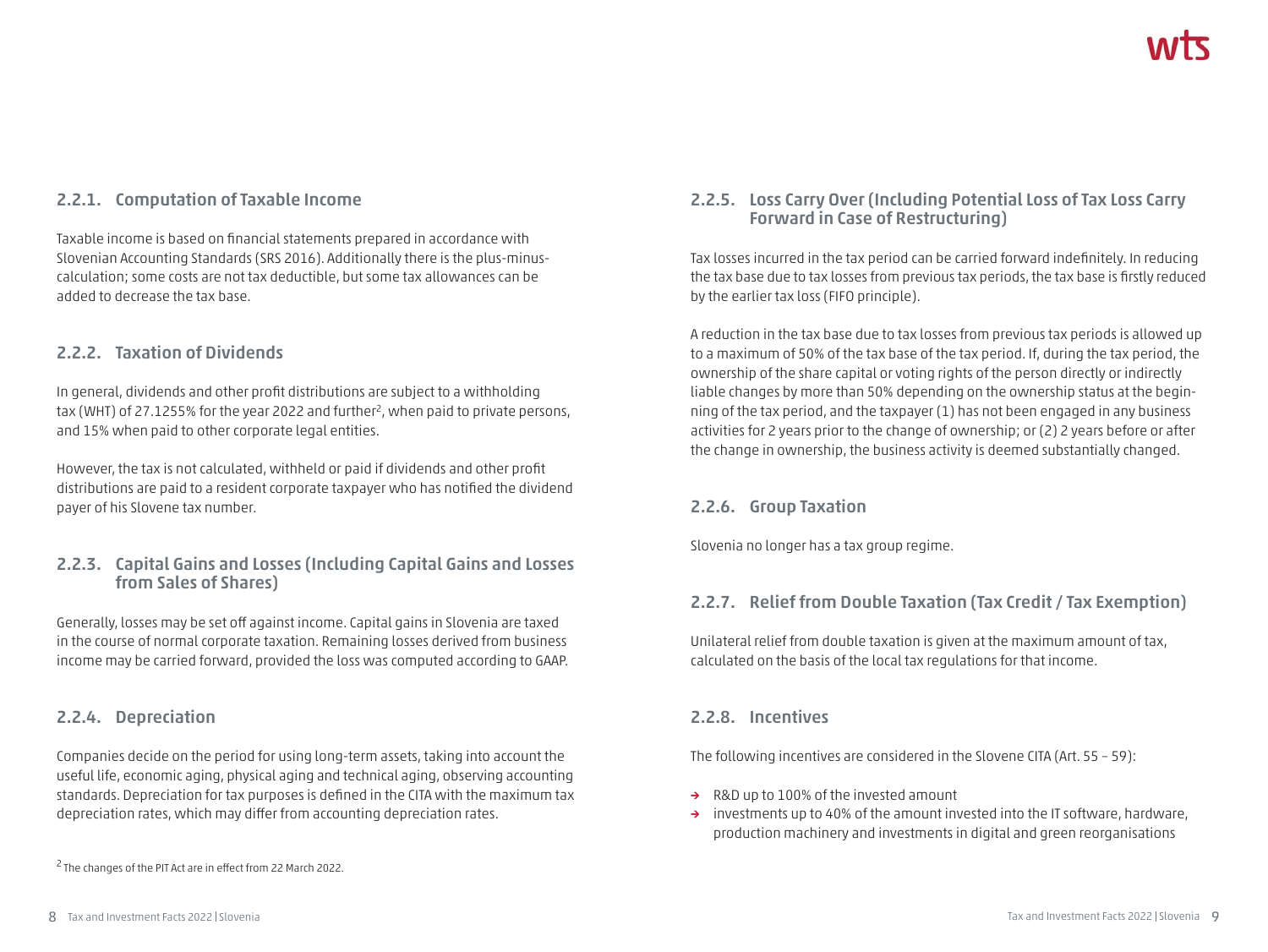### 2.2.1. Computation of Taxable Income

Taxable income is based on financial statements prepared in accordance with Slovenian Accounting Standards (SRS 2016). Additionally there is the plus-minus-calculation; some costs are not tax deductible, but some tax allowances can be added to decrease the tax base.

### 2.2.2. Taxation of Dividends

In general, dividends and other profit distributions are subject to a withholding tax (WHT) of 27.1255% for the year 2022 and further[2], when paid to private persons, and 15% when paid to other corporate legal entities.

However, the tax is not calculated, withheld or paid if dividends and other profit distributions are paid to a resident corporate taxpayer who has notified the dividend payer of his Slovene tax number.

### 2.2.3. Capital Gains and Losses (Including Capital Gains and Losses from Sales of Shares)

Generally, losses may be set off against income. Capital gains in Slovenia are taxed in the course of normal corporate taxation. Remaining losses derived from business income may be carried forward, provided the loss was computed according to GAAP.

### 2.2.4. Depreciation

Companies decide on the period for using long-term assets, taking into account the useful life, economic aging, physical aging and technical aging, observing accounting standards. Depreciation for tax purposes is defined in the CITA with the maximum tax depreciation rates, which may differ from accounting depreciation rates.

[2] The changes of the PIT Act are in effect from 22 March 2022.

### 2.2.5. Loss Carry Over (Including Potential Loss of Tax Loss Carry Forward in Case of Restructuring)

Tax losses incurred in the tax period can be carried forward indefinitely. In reducing the tax base due to tax losses from previous tax periods, the tax base is firstly reduced by the earlier tax loss (FIFO principle).

A reduction in the tax base due to tax losses from previous tax periods is allowed up to a maximum of 50% of the tax base of the tax period. If, during the tax period, the ownership of the share capital or voting rights of the person directly or indirectly liable changes by more than 50% depending on the ownership status at the beginning of the tax period, and the taxpayer (1) has not been engaged in any business activities for 2 years prior to the change of ownership; or (2) 2 years before or after the change in ownership, the business activity is deemed substantially changed.

### 2.2.6. Group Taxation

Slovenia no longer has a tax group regime.

### 2.2.7. Relief from Double Taxation (Tax Credit / Tax Exemption)

Unilateral relief from double taxation is given at the maximum amount of tax, calculated on the basis of the local tax regulations for that income.

### 2.2.8. Incentives

The following incentives are considered in the Slovene CITA (Art. 55 – 59):

- R&D up to 100% of the invested amount
- investments up to 40% of the amount invested into the IT software, hardware, production machinery and investments in digital and green reorganisations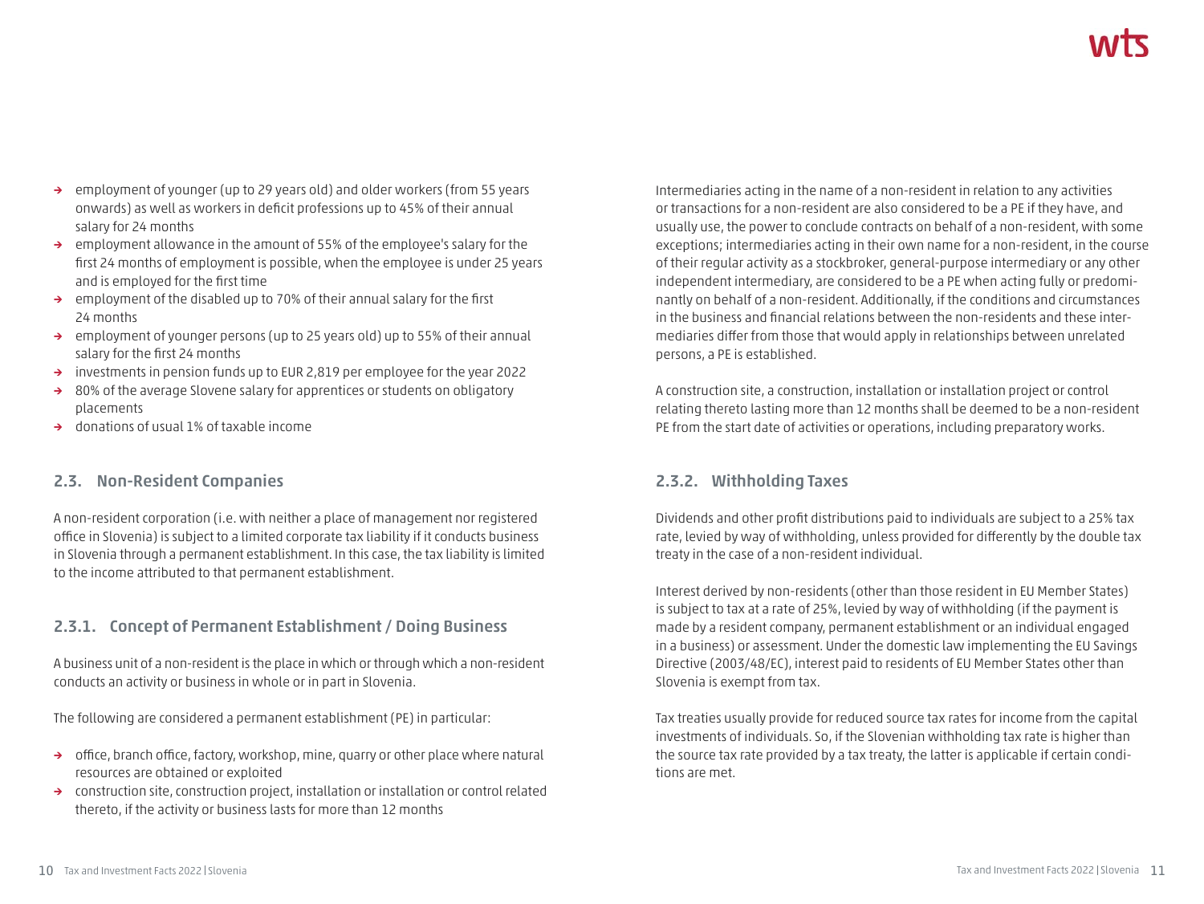- employment of younger (up to 29 years old) and older workers (from 55 years onwards) as well as workers in deficit professions up to 45% of their annual salary for 24 months
- employment allowance in the amount of 55% of the employee's salary for the first 24 months of employment is possible, when the employee is under 25 years and is employed for the first time
- employment of the disabled up to 70% of their annual salary for the first 24 months
- employment of younger persons (up to 25 years old) up to 55% of their annual salary for the first 24 months
- investments in pension funds up to EUR 2,819 per employee for the year 2022
- 80% of the average Slovene salary for apprentices or students on obligatory placements
- donations of usual 1% of taxable income

## 2.3. Non-Resident Companies

A non-resident corporation (i.e. with neither a place of management nor registered office in Slovenia) is subject to a limited corporate tax liability if it conducts business in Slovenia through a permanent establishment. In this case, the tax liability is limited to the income attributed to that permanent establishment.

### 2.3.1. Concept of Permanent Establishment / Doing Business

A business unit of a non-resident is the place in which or through which a non-resident conducts an activity or business in whole or in part in Slovenia.

The following are considered a permanent establishment (PE) in particular:

- office, branch office, factory, workshop, mine, quarry or other place where natural resources are obtained or exploited
- construction site, construction project, installation or installation or control related thereto, if the activity or business lasts for more than 12 months

Intermediaries acting in the name of a non-resident in relation to any activities or transactions for a non-resident are also considered to be a PE if they have, and usually use, the power to conclude contracts on behalf of a non-resident, with some exceptions; intermediaries acting in their own name for a non-resident, in the course of their regular activity as a stockbroker, general-purpose intermediary or any other independent intermediary, are considered to be a PE when acting fully or predominantly on behalf of a non-resident. Additionally, if the conditions and circumstances in the business and financial relations between the non-residents and these intermediaries differ from those that would apply in relationships between unrelated persons, a PE is established.

A construction site, a construction, installation or installation project or control relating thereto lasting more than 12 months shall be deemed to be a non-resident PE from the start date of activities or operations, including preparatory works.

### 2.3.2. Withholding Taxes

Dividends and other profit distributions paid to individuals are subject to a 25% tax rate, levied by way of withholding, unless provided for differently by the double tax treaty in the case of a non-resident individual.

Interest derived by non-residents (other than those resident in EU Member States) is subject to tax at a rate of 25%, levied by way of withholding (if the payment is made by a resident company, permanent establishment or an individual engaged in a business) or assessment. Under the domestic law implementing the EU Savings Directive (2003/48/EC), interest paid to residents of EU Member States other than Slovenia is exempt from tax.

Tax treaties usually provide for reduced source tax rates for income from the capital investments of individuals. So, if the Slovenian withholding tax rate is higher than the source tax rate provided by a tax treaty, the latter is applicable if certain conditions are met.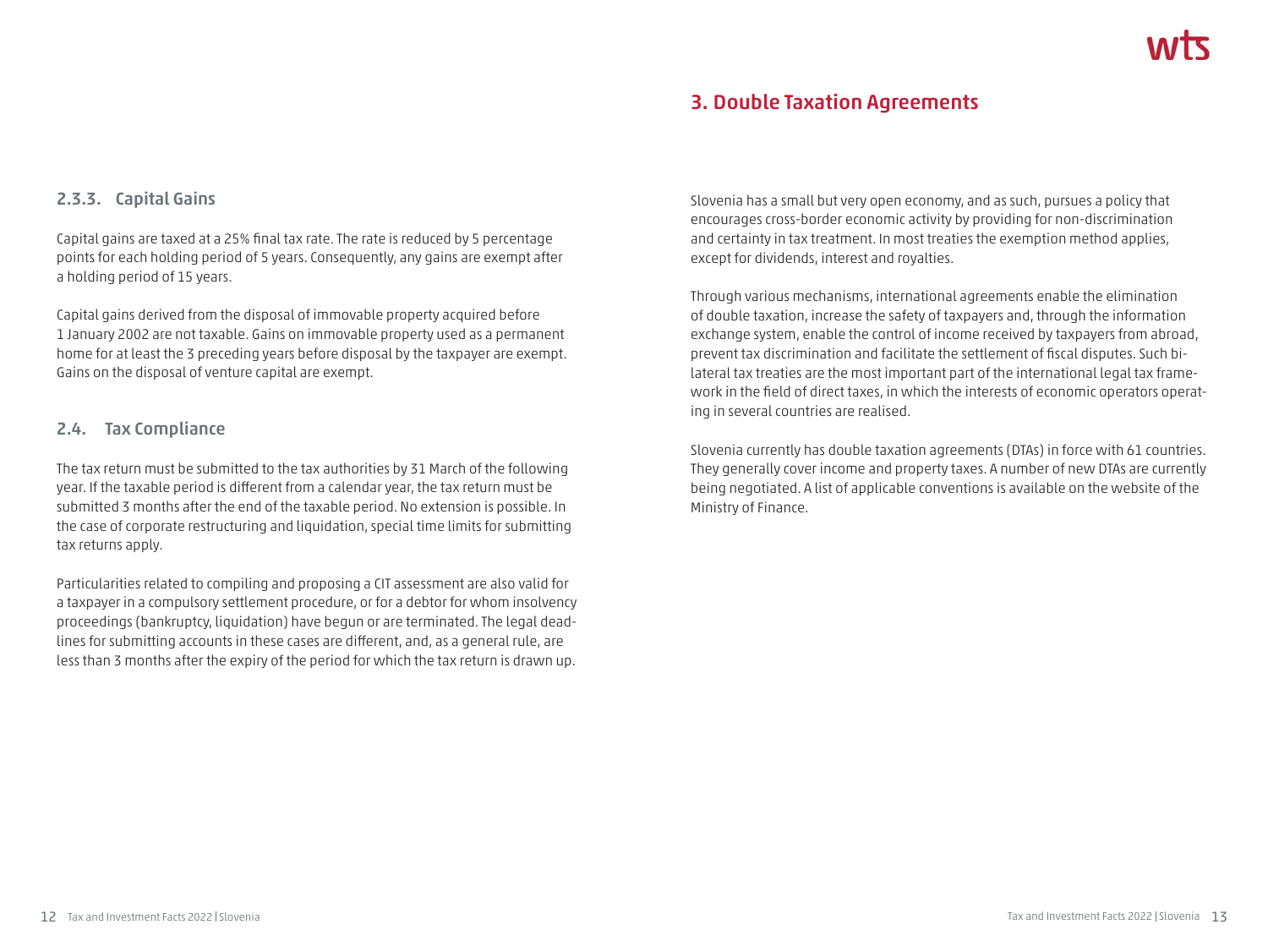### 2.3.3. Capital Gains

Capital gains are taxed at a 25% final tax rate. The rate is reduced by 5 percentage points for each holding period of 5 years. Consequently, any gains are exempt after a holding period of 15 years.

Capital gains derived from the disposal of immovable property acquired before 1 January 2002 are not taxable. Gains on immovable property used as a permanent home for at least the 3 preceding years before disposal by the taxpayer are exempt. Gains on the disposal of venture capital are exempt.

## 2.4. Tax Compliance

The tax return must be submitted to the tax authorities by 31 March of the following year. If the taxable period is different from a calendar year, the tax return must be submitted 3 months after the end of the taxable period. No extension is possible. In the case of corporate restructuring and liquidation, special time limits for submitting tax returns apply.

Particularities related to compiling and proposing a CIT assessment are also valid for a taxpayer in a compulsory settlement procedure, or for a debtor for whom insolvency proceedings (bankruptcy, liquidation) have begun or are terminated. The legal deadlines for submitting accounts in these cases are different, and, as a general rule, are less than 3 months after the expiry of the period for which the tax return is drawn up.

# 3. Double Taxation Agreements

Slovenia has a small but very open economy, and as such, pursues a policy that encourages cross-border economic activity by providing for non-discrimination and certainty in tax treatment. In most treaties the exemption method applies, except for dividends, interest and royalties.

Through various mechanisms, international agreements enable the elimination of double taxation, increase the safety of taxpayers and, through the information exchange system, enable the control of income received by taxpayers from abroad, prevent tax discrimination and facilitate the settlement of fiscal disputes. Such bilateral tax treaties are the most important part of the international legal tax framework in the field of direct taxes, in which the interests of economic operators operating in several countries are realised.

Slovenia currently has double taxation agreements (DTAs) in force with 61 countries. They generally cover income and property taxes. A number of new DTAs are currently being negotiated. A list of applicable conventions is available on the website of the Ministry of Finance.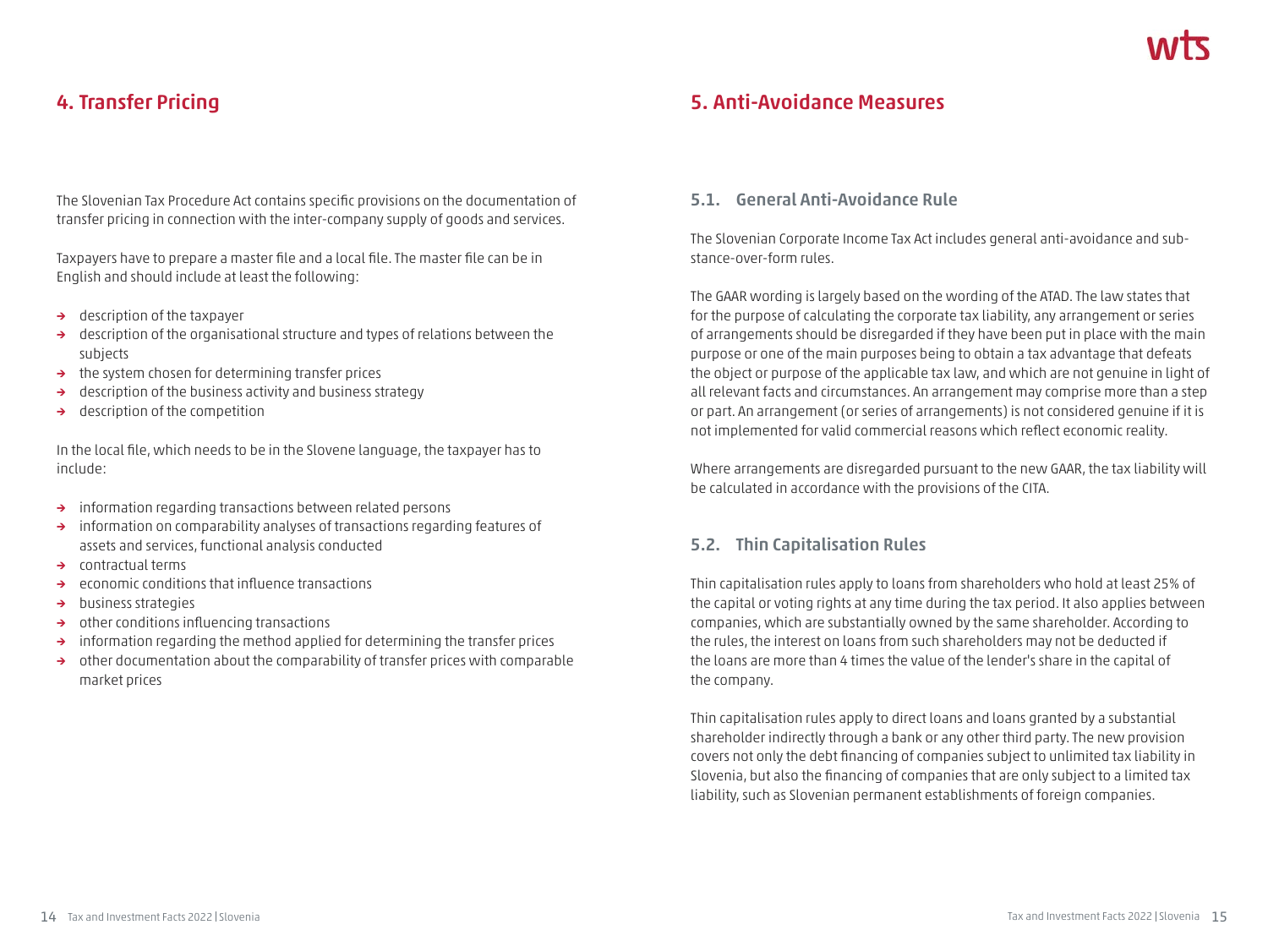## 4. Transfer Pricing

The Slovenian Tax Procedure Act contains specific provisions on the documentation of transfer pricing in connection with the inter-company supply of goods and services.

Taxpayers have to prepare a master file and a local file. The master file can be in English and should include at least the following:

- description of the taxpayer
- description of the organisational structure and types of relations between the subjects
- the system chosen for determining transfer prices
- description of the business activity and business strategy
- description of the competition

In the local file, which needs to be in the Slovene language, the taxpayer has to include:

- information regarding transactions between related persons
- information on comparability analyses of transactions regarding features of assets and services, functional analysis conducted
- contractual terms
- economic conditions that influence transactions
- business strategies
- other conditions influencing transactions
- information regarding the method applied for determining the transfer prices
- other documentation about the comparability of transfer prices with comparable market prices

## 5. Anti-Avoidance Measures

### 5.1. General Anti-Avoidance Rule

The Slovenian Corporate Income Tax Act includes general anti-avoidance and substance-over-form rules.

The GAAR wording is largely based on the wording of the ATAD. The law states that for the purpose of calculating the corporate tax liability, any arrangement or series of arrangements should be disregarded if they have been put in place with the main purpose or one of the main purposes being to obtain a tax advantage that defeats the object or purpose of the applicable tax law, and which are not genuine in light of all relevant facts and circumstances. An arrangement may comprise more than a step or part. An arrangement (or series of arrangements) is not considered genuine if it is not implemented for valid commercial reasons which reflect economic reality.

Where arrangements are disregarded pursuant to the new GAAR, the tax liability will be calculated in accordance with the provisions of the CITA.

### 5.2. Thin Capitalisation Rules

Thin capitalisation rules apply to loans from shareholders who hold at least 25% of the capital or voting rights at any time during the tax period. It also applies between companies, which are substantially owned by the same shareholder. According to the rules, the interest on loans from such shareholders may not be deducted if the loans are more than 4 times the value of the lender's share in the capital of the company.

Thin capitalisation rules apply to direct loans and loans granted by a substantial shareholder indirectly through a bank or any other third party. The new provision covers not only the debt financing of companies subject to unlimited tax liability in Slovenia, but also the financing of companies that are only subject to a limited tax liability, such as Slovenian permanent establishments of foreign companies.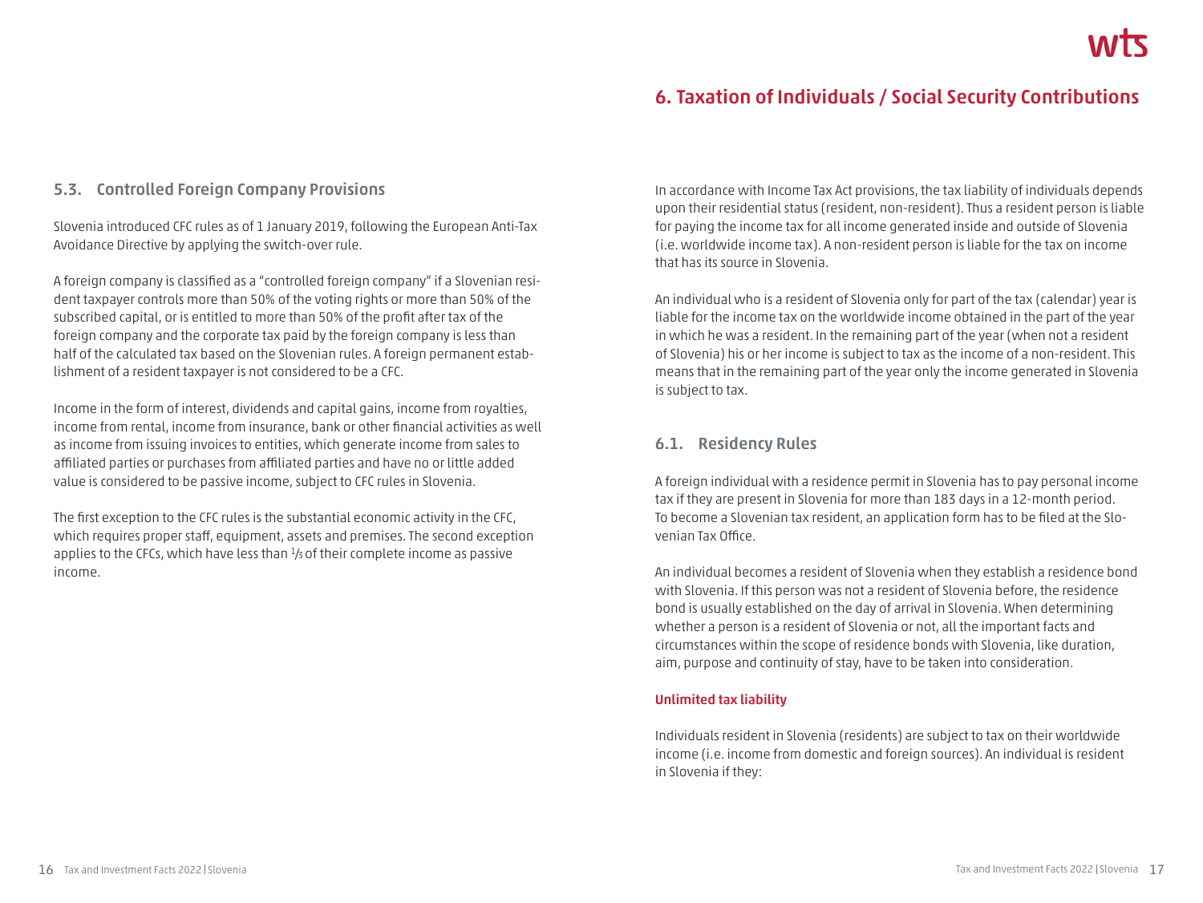### 5.3. Controlled Foreign Company Provisions

Slovenia introduced CFC rules as of 1 January 2019, following the European Anti-Tax Avoidance Directive by applying the switch-over rule.

A foreign company is classified as a "controlled foreign company" if a Slovenian resident taxpayer controls more than 50% of the voting rights or more than 50% of the subscribed capital, or is entitled to more than 50% of the profit after tax of the foreign company and the corporate tax paid by the foreign company is less than half of the calculated tax based on the Slovenian rules. A foreign permanent establishment of a resident taxpayer is not considered to be a CFC.

Income in the form of interest, dividends and capital gains, income from royalties, income from rental, income from insurance, bank or other financial activities as well as income from issuing invoices to entities, which generate income from sales to affiliated parties or purchases from affiliated parties and have no or little added value is considered to be passive income, subject to CFC rules in Slovenia.

The first exception to the CFC rules is the substantial economic activity in the CFC, which requires proper staff, equipment, assets and premises. The second exception applies to the CFCs, which have less than ⅓ of their complete income as passive income.

## 6. Taxation of Individuals / Social Security Contributions

In accordance with Income Tax Act provisions, the tax liability of individuals depends upon their residential status (resident, non-resident). Thus a resident person is liable for paying the income tax for all income generated inside and outside of Slovenia (i.e. worldwide income tax). A non-resident person is liable for the tax on income that has its source in Slovenia.

An individual who is a resident of Slovenia only for part of the tax (calendar) year is liable for the income tax on the worldwide income obtained in the part of the year in which he was a resident. In the remaining part of the year (when not a resident of Slovenia) his or her income is subject to tax as the income of a non-resident. This means that in the remaining part of the year only the income generated in Slovenia is subject to tax.

### 6.1. Residency Rules

A foreign individual with a residence permit in Slovenia has to pay personal income tax if they are present in Slovenia for more than 183 days in a 12-month period. To become a Slovenian tax resident, an application form has to be filed at the Slovenian Tax Office.

An individual becomes a resident of Slovenia when they establish a residence bond with Slovenia. If this person was not a resident of Slovenia before, the residence bond is usually established on the day of arrival in Slovenia. When determining whether a person is a resident of Slovenia or not, all the important facts and circumstances within the scope of residence bonds with Slovenia, like duration, aim, purpose and continuity of stay, have to be taken into consideration.

#### Unlimited tax liability

Individuals resident in Slovenia (residents) are subject to tax on their worldwide income (i.e. income from domestic and foreign sources). An individual is resident in Slovenia if they: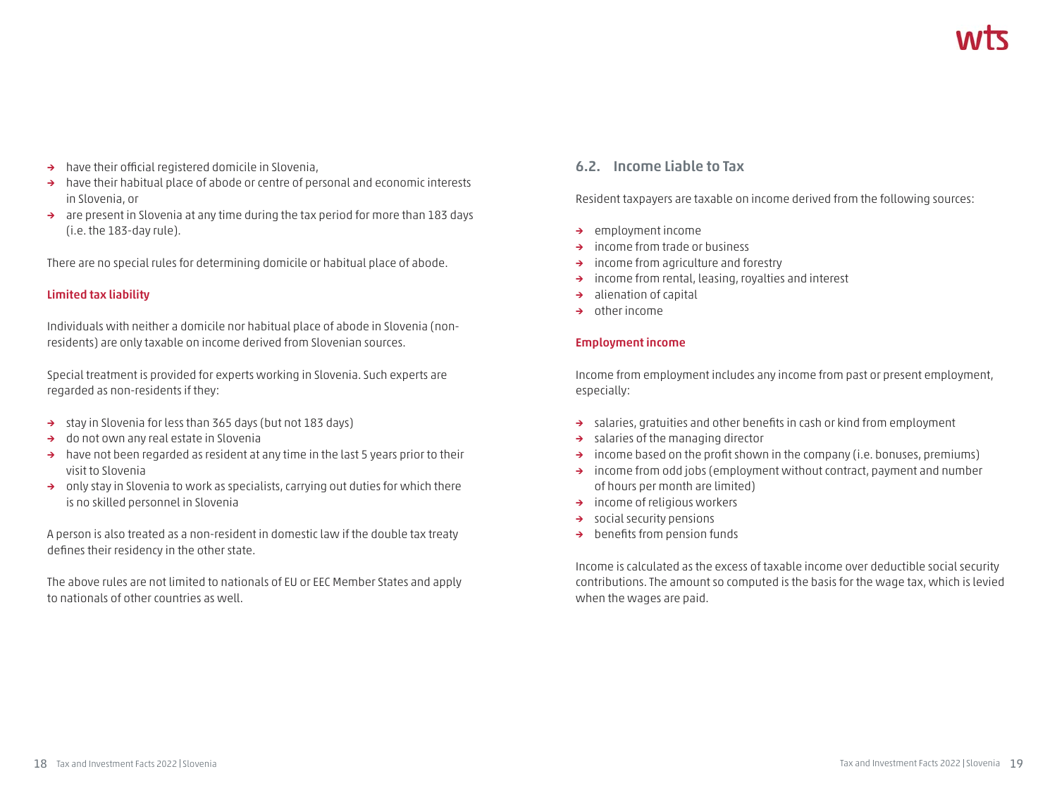- have their official registered domicile in Slovenia,
- have their habitual place of abode or centre of personal and economic interests in Slovenia, or
- are present in Slovenia at any time during the tax period for more than 183 days (i.e. the 183-day rule).

There are no special rules for determining domicile or habitual place of abode.

**Limited tax liability**

Individuals with neither a domicile nor habitual place of abode in Slovenia (non-residents) are only taxable on income derived from Slovenian sources.

Special treatment is provided for experts working in Slovenia. Such experts are regarded as non-residents if they:

- stay in Slovenia for less than 365 days (but not 183 days)
- do not own any real estate in Slovenia
- have not been regarded as resident at any time in the last 5 years prior to their visit to Slovenia
- only stay in Slovenia to work as specialists, carrying out duties for which there is no skilled personnel in Slovenia

A person is also treated as a non-resident in domestic law if the double tax treaty defines their residency in the other state.

The above rules are not limited to nationals of EU or EEC Member States and apply to nationals of other countries as well.

## 6.2. Income Liable to Tax

Resident taxpayers are taxable on income derived from the following sources:

- employment income
- income from trade or business
- income from agriculture and forestry
- income from rental, leasing, royalties and interest
- alienation of capital
- other income

**Employment income**

Income from employment includes any income from past or present employment, especially:

- salaries, gratuities and other benefits in cash or kind from employment
- salaries of the managing director
- income based on the profit shown in the company (i.e. bonuses, premiums)
- income from odd jobs (employment without contract, payment and number of hours per month are limited)
- income of religious workers
- social security pensions
- benefits from pension funds

Income is calculated as the excess of taxable income over deductible social security contributions. The amount so computed is the basis for the wage tax, which is levied when the wages are paid.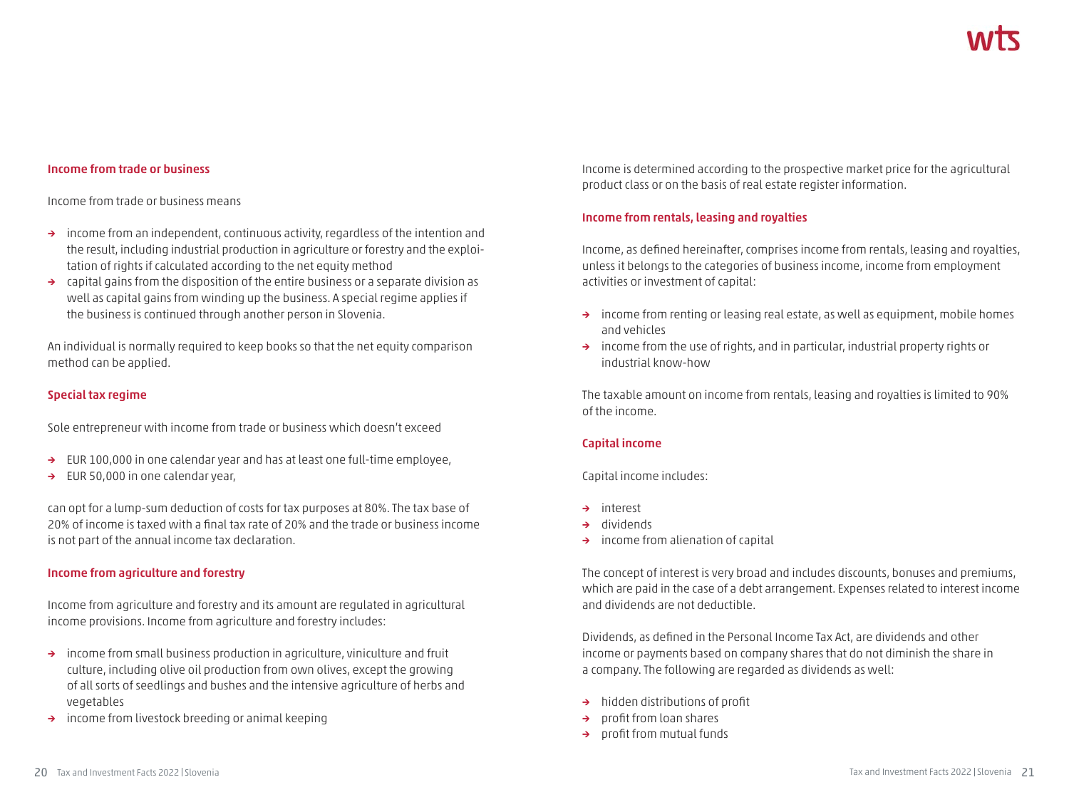### Income from trade or business

Income from trade or business means

- income from an independent, continuous activity, regardless of the intention and the result, including industrial production in agriculture or forestry and the exploitation of rights if calculated according to the net equity method
- capital gains from the disposition of the entire business or a separate division as well as capital gains from winding up the business. A special regime applies if the business is continued through another person in Slovenia.

An individual is normally required to keep books so that the net equity comparison method can be applied.

### Special tax regime

Sole entrepreneur with income from trade or business which doesn't exceed

- EUR 100,000 in one calendar year and has at least one full-time employee,
- EUR 50,000 in one calendar year,

can opt for a lump-sum deduction of costs for tax purposes at 80%. The tax base of 20% of income is taxed with a final tax rate of 20% and the trade or business income is not part of the annual income tax declaration.

### Income from agriculture and forestry

Income from agriculture and forestry and its amount are regulated in agricultural income provisions. Income from agriculture and forestry includes:

- income from small business production in agriculture, viniculture and fruit culture, including olive oil production from own olives, except the growing of all sorts of seedlings and bushes and the intensive agriculture of herbs and vegetables
- income from livestock breeding or animal keeping

Income is determined according to the prospective market price for the agricultural product class or on the basis of real estate register information.

### Income from rentals, leasing and royalties

Income, as defined hereinafter, comprises income from rentals, leasing and royalties, unless it belongs to the categories of business income, income from employment activities or investment of capital:

- income from renting or leasing real estate, as well as equipment, mobile homes and vehicles
- income from the use of rights, and in particular, industrial property rights or industrial know-how

The taxable amount on income from rentals, leasing and royalties is limited to 90% of the income.

### Capital income

Capital income includes:

- interest
- dividends
- income from alienation of capital

The concept of interest is very broad and includes discounts, bonuses and premiums, which are paid in the case of a debt arrangement. Expenses related to interest income and dividends are not deductible.

Dividends, as defined in the Personal Income Tax Act, are dividends and other income or payments based on company shares that do not diminish the share in a company. The following are regarded as dividends as well:

- hidden distributions of profit
- profit from loan shares
- profit from mutual funds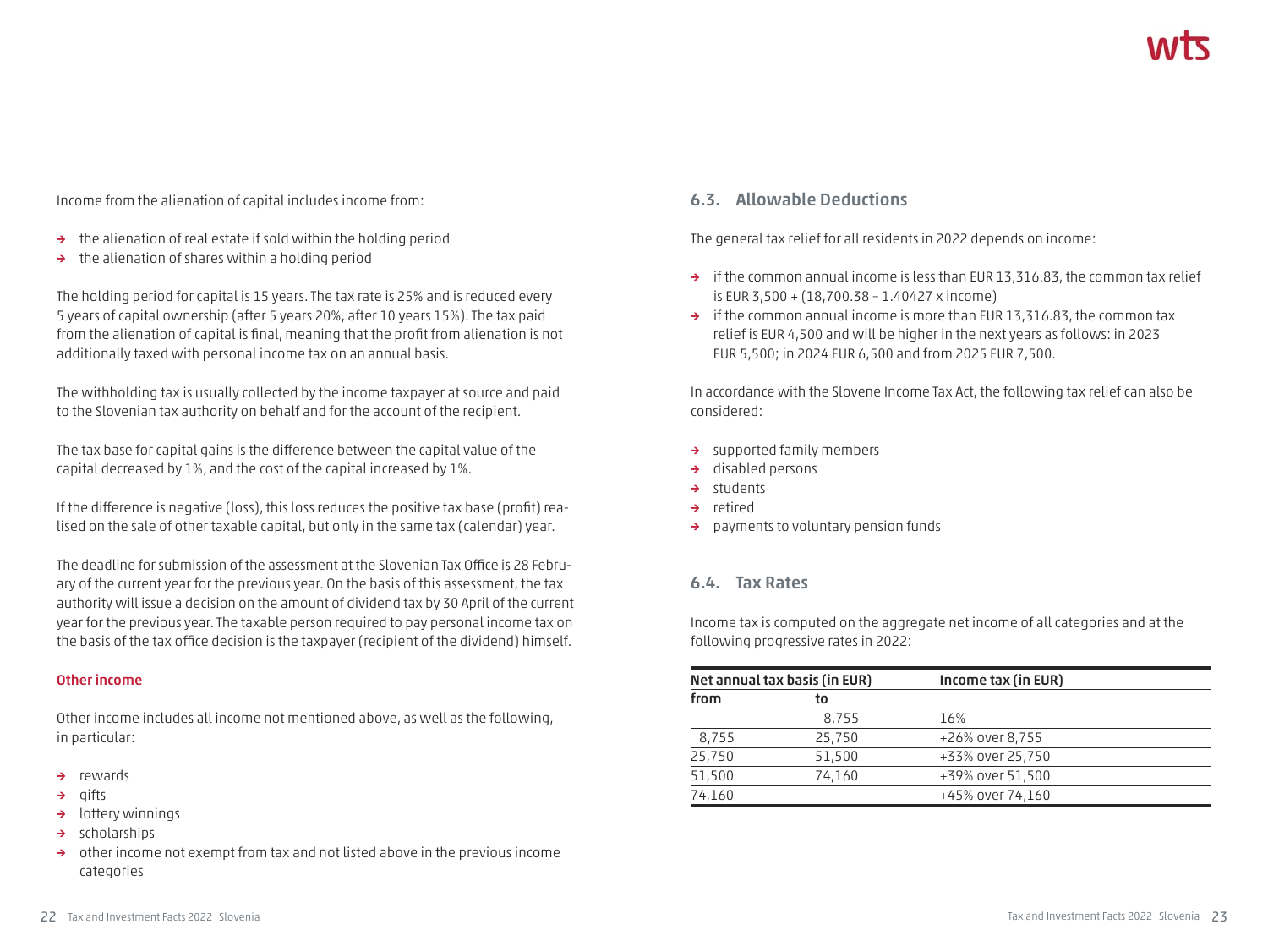Income from the alienation of capital includes income from:

- the alienation of real estate if sold within the holding period
- the alienation of shares within a holding period

The holding period for capital is 15 years. The tax rate is 25% and is reduced every 5 years of capital ownership (after 5 years 20%, after 10 years 15%). The tax paid from the alienation of capital is final, meaning that the profit from alienation is not additionally taxed with personal income tax on an annual basis.

The withholding tax is usually collected by the income taxpayer at source and paid to the Slovenian tax authority on behalf and for the account of the recipient.

The tax base for capital gains is the difference between the capital value of the capital decreased by 1%, and the cost of the capital increased by 1%.

If the difference is negative (loss), this loss reduces the positive tax base (profit) realised on the sale of other taxable capital, but only in the same tax (calendar) year.

The deadline for submission of the assessment at the Slovenian Tax Office is 28 February of the current year for the previous year. On the basis of this assessment, the tax authority will issue a decision on the amount of dividend tax by 30 April of the current year for the previous year. The taxable person required to pay personal income tax on the basis of the tax office decision is the taxpayer (recipient of the dividend) himself.

#### Other income

Other income includes all income not mentioned above, as well as the following, in particular:

- rewards
- gifts
- lottery winnings
- scholarships
- other income not exempt from tax and not listed above in the previous income categories

## 6.3. Allowable Deductions

The general tax relief for all residents in 2022 depends on income:

- if the common annual income is less than EUR 13,316.83, the common tax relief is EUR 3,500 + (18,700.38 – 1.40427 x income)
- if the common annual income is more than EUR 13,316.83, the common tax relief is EUR 4,500 and will be higher in the next years as follows: in 2023 EUR 5,500; in 2024 EUR 6,500 and from 2025 EUR 7,500.

In accordance with the Slovene Income Tax Act, the following tax relief can also be considered:

- supported family members
- disabled persons
- students
- retired
- payments to voluntary pension funds

## 6.4. Tax Rates

Income tax is computed on the aggregate net income of all categories and at the following progressive rates in 2022:

| Net annual tax basis (in EUR) | | Income tax (in EUR) |
|---|---|---|
| from | to | |
| | 8,755 | 16% |
| 8,755 | 25,750 | +26% over 8,755 |
| 25,750 | 51,500 | +33% over 25,750 |
| 51,500 | 74,160 | +39% over 51,500 |
| 74,160 | | +45% over 74,160 |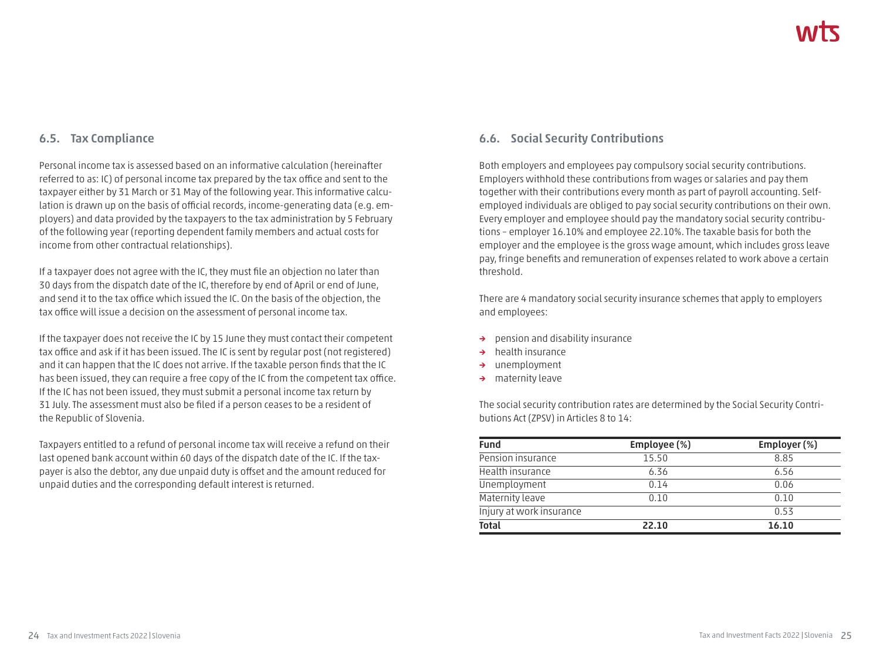### 6.5. Tax Compliance

Personal income tax is assessed based on an informative calculation (hereinafter referred to as: IC) of personal income tax prepared by the tax office and sent to the taxpayer either by 31 March or 31 May of the following year. This informative calculation is drawn up on the basis of official records, income-generating data (e.g. employers) and data provided by the taxpayers to the tax administration by 5 February of the following year (reporting dependent family members and actual costs for income from other contractual relationships).

If a taxpayer does not agree with the IC, they must file an objection no later than 30 days from the dispatch date of the IC, therefore by end of April or end of June, and send it to the tax office which issued the IC. On the basis of the objection, the tax office will issue a decision on the assessment of personal income tax.

If the taxpayer does not receive the IC by 15 June they must contact their competent tax office and ask if it has been issued. The IC is sent by regular post (not registered) and it can happen that the IC does not arrive. If the taxable person finds that the IC has been issued, they can require a free copy of the IC from the competent tax office. If the IC has not been issued, they must submit a personal income tax return by 31 July. The assessment must also be filed if a person ceases to be a resident of the Republic of Slovenia.

Taxpayers entitled to a refund of personal income tax will receive a refund on their last opened bank account within 60 days of the dispatch date of the IC. If the taxpayer is also the debtor, any due unpaid duty is offset and the amount reduced for unpaid duties and the corresponding default interest is returned.

### 6.6. Social Security Contributions

Both employers and employees pay compulsory social security contributions. Employers withhold these contributions from wages or salaries and pay them together with their contributions every month as part of payroll accounting. Self-employed individuals are obliged to pay social security contributions on their own. Every employer and employee should pay the mandatory social security contributions – employer 16.10% and employee 22.10%. The taxable basis for both the employer and the employee is the gross wage amount, which includes gross leave pay, fringe benefits and remuneration of expenses related to work above a certain threshold.

There are 4 mandatory social security insurance schemes that apply to employers and employees:

- pension and disability insurance
- health insurance
- unemployment
- maternity leave

The social security contribution rates are determined by the Social Security Contributions Act (ZPSV) in Articles 8 to 14:

| Fund | Employee (%) | Employer (%) |
|---|---|---|
| Pension insurance | 15.50 | 8.85 |
| Health insurance | 6.36 | 6.56 |
| Unemployment | 0.14 | 0.06 |
| Maternity leave | 0.10 | 0.10 |
| Injury at work insurance | | 0.53 |
| **Total** | **22.10** | **16.10** |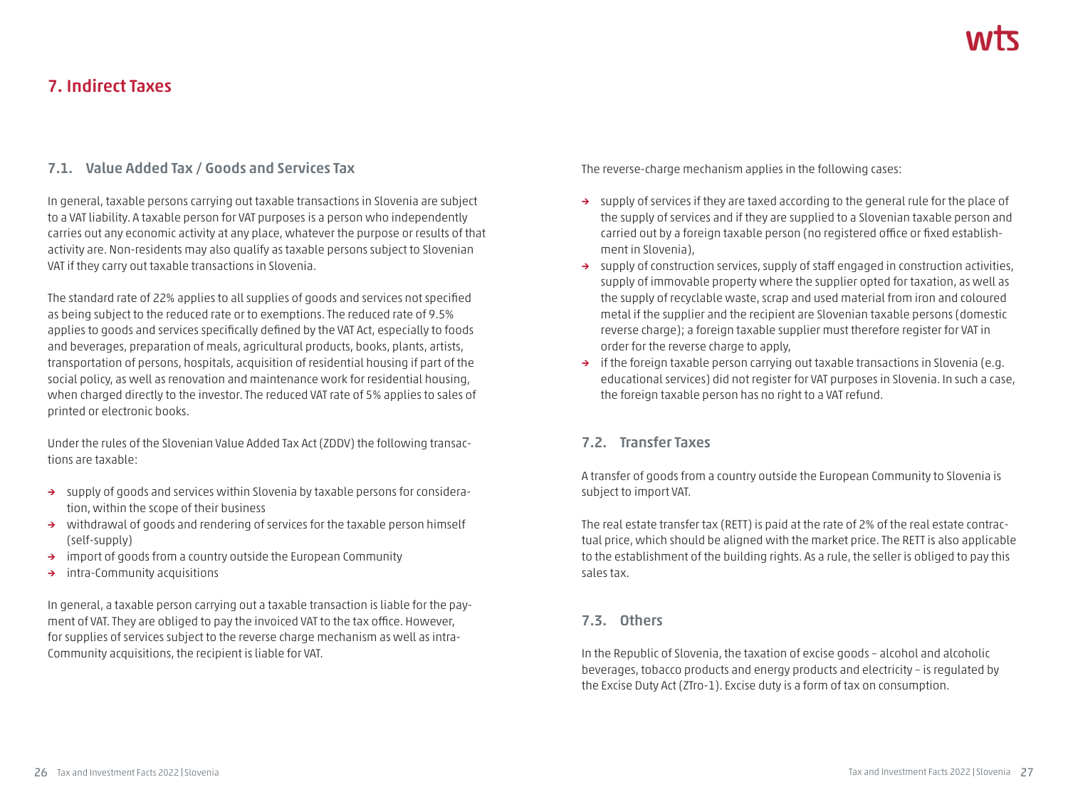# 7. Indirect Taxes

## 7.1. Value Added Tax / Goods and Services Tax

In general, taxable persons carrying out taxable transactions in Slovenia are subject to a VAT liability. A taxable person for VAT purposes is a person who independently carries out any economic activity at any place, whatever the purpose or results of that activity are. Non-residents may also qualify as taxable persons subject to Slovenian VAT if they carry out taxable transactions in Slovenia.

The standard rate of 22% applies to all supplies of goods and services not specified as being subject to the reduced rate or to exemptions. The reduced rate of 9.5% applies to goods and services specifically defined by the VAT Act, especially to foods and beverages, preparation of meals, agricultural products, books, plants, artists, transportation of persons, hospitals, acquisition of residential housing if part of the social policy, as well as renovation and maintenance work for residential housing, when charged directly to the investor. The reduced VAT rate of 5% applies to sales of printed or electronic books.

Under the rules of the Slovenian Value Added Tax Act (ZDDV) the following transactions are taxable:

- supply of goods and services within Slovenia by taxable persons for consideration, within the scope of their business
- withdrawal of goods and rendering of services for the taxable person himself (self-supply)
- import of goods from a country outside the European Community
- intra-Community acquisitions

In general, a taxable person carrying out a taxable transaction is liable for the payment of VAT. They are obliged to pay the invoiced VAT to the tax office. However, for supplies of services subject to the reverse charge mechanism as well as intra-Community acquisitions, the recipient is liable for VAT.

The reverse-charge mechanism applies in the following cases:

- supply of services if they are taxed according to the general rule for the place of the supply of services and if they are supplied to a Slovenian taxable person and carried out by a foreign taxable person (no registered office or fixed establishment in Slovenia),
- supply of construction services, supply of staff engaged in construction activities, supply of immovable property where the supplier opted for taxation, as well as the supply of recyclable waste, scrap and used material from iron and coloured metal if the supplier and the recipient are Slovenian taxable persons (domestic reverse charge); a foreign taxable supplier must therefore register for VAT in order for the reverse charge to apply,
- if the foreign taxable person carrying out taxable transactions in Slovenia (e.g. educational services) did not register for VAT purposes in Slovenia. In such a case, the foreign taxable person has no right to a VAT refund.

## 7.2. Transfer Taxes

A transfer of goods from a country outside the European Community to Slovenia is subject to import VAT.

The real estate transfer tax (RETT) is paid at the rate of 2% of the real estate contractual price, which should be aligned with the market price. The RETT is also applicable to the establishment of the building rights. As a rule, the seller is obliged to pay this sales tax.

## 7.3. Others

In the Republic of Slovenia, the taxation of excise goods – alcohol and alcoholic beverages, tobacco products and energy products and electricity – is regulated by the Excise Duty Act (ZTro-1). Excise duty is a form of tax on consumption.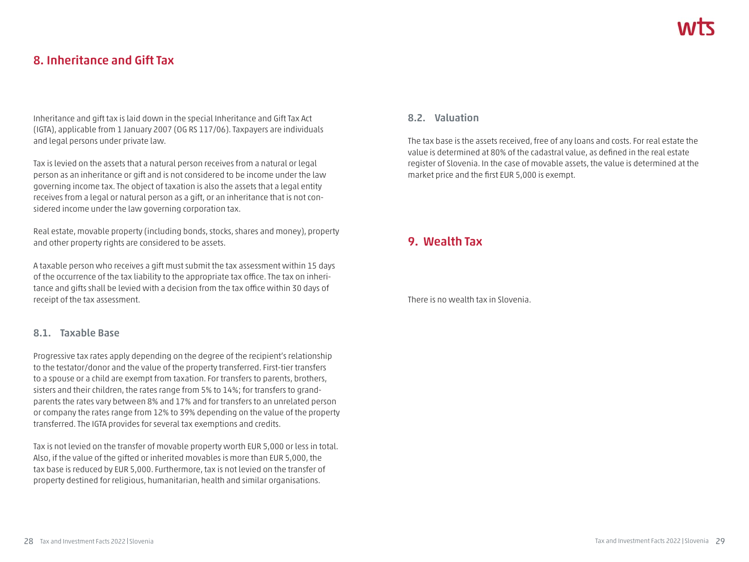# 8. Inheritance and Gift Tax

Inheritance and gift tax is laid down in the special Inheritance and Gift Tax Act (IGTA), applicable from 1 January 2007 (OG RS 117/06). Taxpayers are individuals and legal persons under private law.

Tax is levied on the assets that a natural person receives from a natural or legal person as an inheritance or gift and is not considered to be income under the law governing income tax. The object of taxation is also the assets that a legal entity receives from a legal or natural person as a gift, or an inheritance that is not considered income under the law governing corporation tax.

Real estate, movable property (including bonds, stocks, shares and money), property and other property rights are considered to be assets.

A taxable person who receives a gift must submit the tax assessment within 15 days of the occurrence of the tax liability to the appropriate tax office. The tax on inheritance and gifts shall be levied with a decision from the tax office within 30 days of receipt of the tax assessment.

## 8.1. Taxable Base

Progressive tax rates apply depending on the degree of the recipient's relationship to the testator/donor and the value of the property transferred. First-tier transfers to a spouse or a child are exempt from taxation. For transfers to parents, brothers, sisters and their children, the rates range from 5% to 14%; for transfers to grandparents the rates vary between 8% and 17% and for transfers to an unrelated person or company the rates range from 12% to 39% depending on the value of the property transferred. The IGTA provides for several tax exemptions and credits.

Tax is not levied on the transfer of movable property worth EUR 5,000 or less in total. Also, if the value of the gifted or inherited movables is more than EUR 5,000, the tax base is reduced by EUR 5,000. Furthermore, tax is not levied on the transfer of property destined for religious, humanitarian, health and similar organisations.

## 8.2. Valuation

The tax base is the assets received, free of any loans and costs. For real estate the value is determined at 80% of the cadastral value, as defined in the real estate register of Slovenia. In the case of movable assets, the value is determined at the market price and the first EUR 5,000 is exempt.

# 9. Wealth Tax

There is no wealth tax in Slovenia.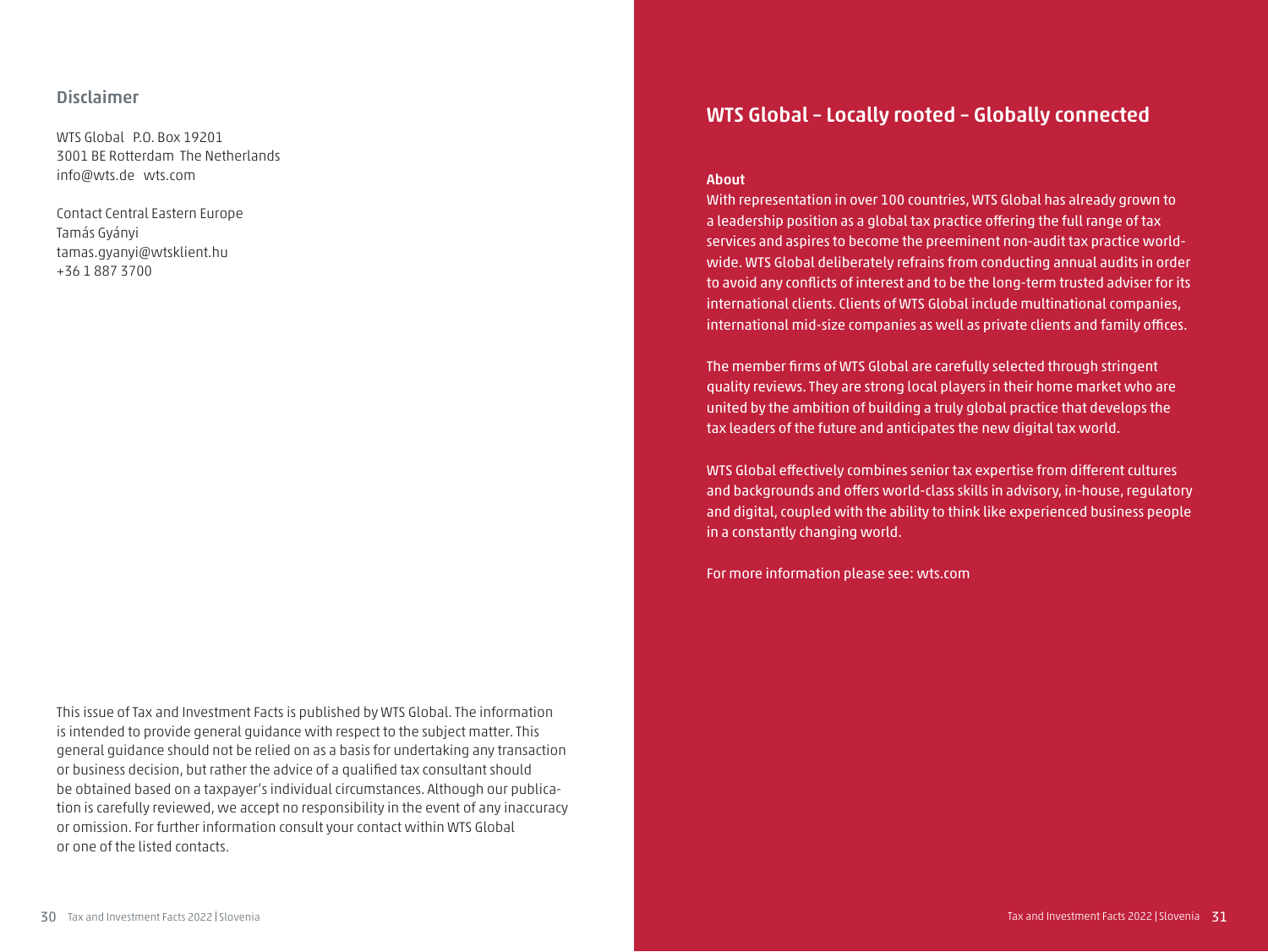## Disclaimer

WTS Global P.O. Box 19201
3001 BE Rotterdam The Netherlands
info@wts.de wts.com

Contact Central Eastern Europe
Tamás Gyányi
tamas.gyanyi@wtsklient.hu
+36 1 887 3700

This issue of Tax and Investment Facts is published by WTS Global. The information is intended to provide general guidance with respect to the subject matter. This general guidance should not be relied on as a basis for undertaking any transaction or business decision, but rather the advice of a qualified tax consultant should be obtained based on a taxpayer's individual circumstances. Although our publication is carefully reviewed, we accept no responsibility in the event of any inaccuracy or omission. For further information consult your contact within WTS Global or one of the listed contacts.

## WTS Global – Locally rooted – Globally connected

**About**

With representation in over 100 countries, WTS Global has already grown to a leadership position as a global tax practice offering the full range of tax services and aspires to become the preeminent non-audit tax practice worldwide. WTS Global deliberately refrains from conducting annual audits in order to avoid any conflicts of interest and to be the long-term trusted adviser for its international clients. Clients of WTS Global include multinational companies, international mid-size companies as well as private clients and family offices.

The member firms of WTS Global are carefully selected through stringent quality reviews. They are strong local players in their home market who are united by the ambition of building a truly global practice that develops the tax leaders of the future and anticipates the new digital tax world.

WTS Global effectively combines senior tax expertise from different cultures and backgrounds and offers world-class skills in advisory, in-house, regulatory and digital, coupled with the ability to think like experienced business people in a constantly changing world.

For more information please see: wts.com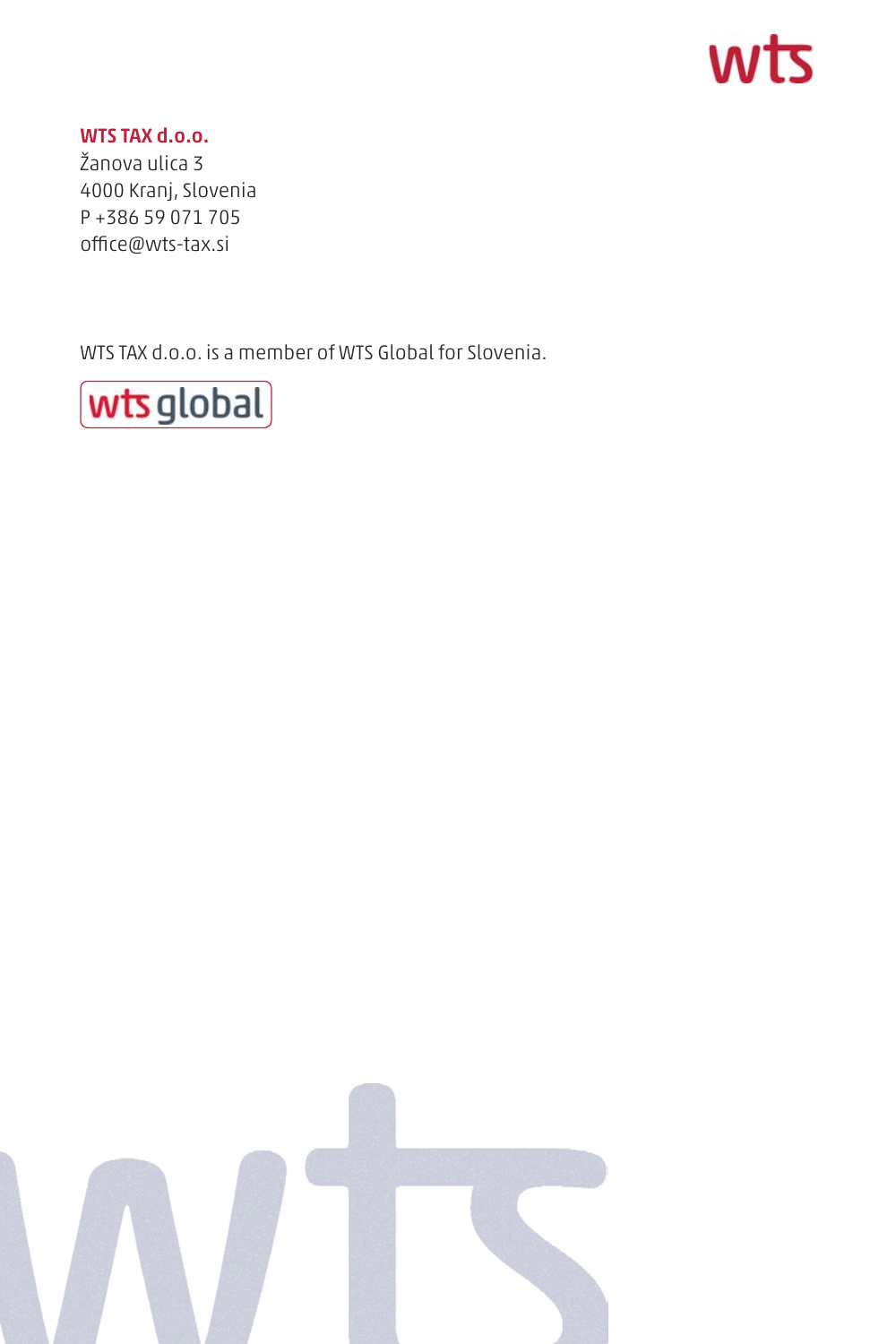**WTS TAX d.o.o.**
Žanova ulica 3
4000 Kranj, Slovenia
P +386 59 071 705
office@wts-tax.si

WTS TAX d.o.o. is a member of WTS Global for Slovenia.